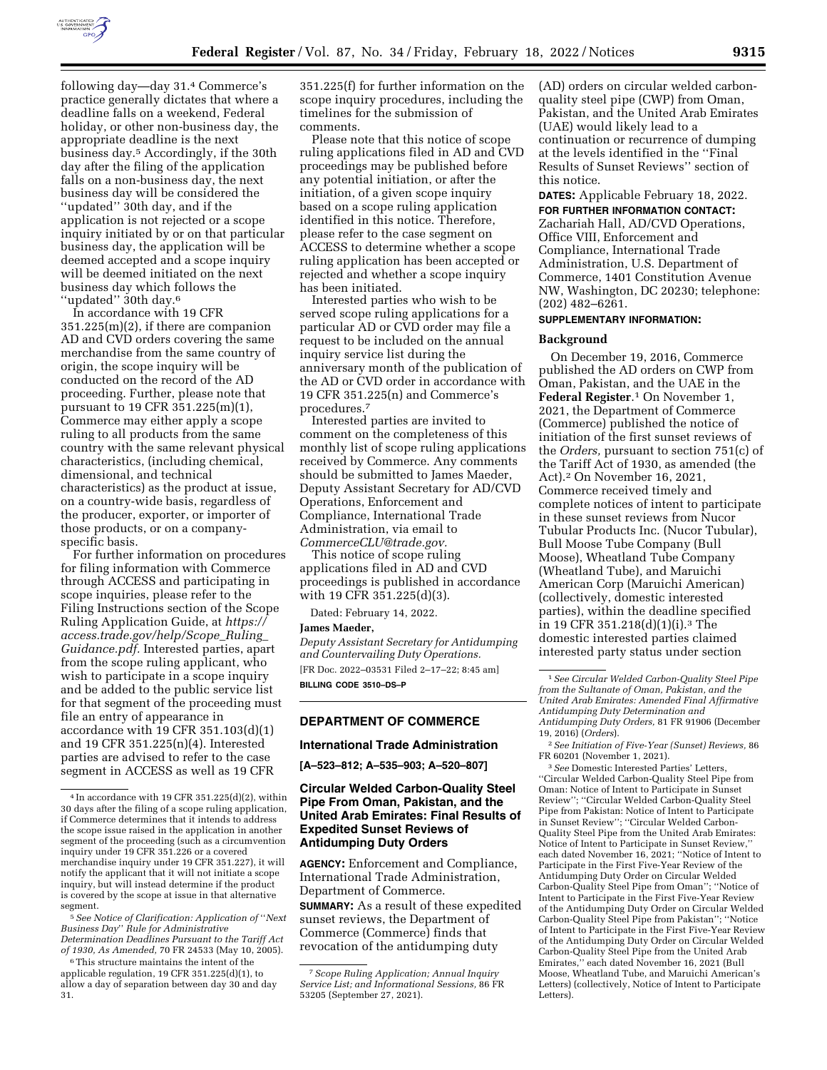following day—day 31.[4] Commerce's practice generally dictates that where a deadline falls on a weekend, Federal holiday, or other non-business day, the appropriate deadline is the next business day.[5] Accordingly, if the 30th day after the filing of the application falls on a non-business day, the next business day will be considered the "updated" 30th day, and if the application is not rejected or a scope inquiry initiated by or on that particular business day, the application will be deemed accepted and a scope inquiry will be deemed initiated on the next business day which follows the "updated" 30th day.[6]

In accordance with 19 CFR 351.225(m)(2), if there are companion AD and CVD orders covering the same merchandise from the same country of origin, the scope inquiry will be conducted on the record of the AD proceeding. Further, please note that pursuant to 19 CFR 351.225(m)(1), Commerce may either apply a scope ruling to all products from the same country with the same relevant physical characteristics, (including chemical, dimensional, and technical characteristics) as the product at issue, on a country-wide basis, regardless of the producer, exporter, or importer of those products, or on a company-specific basis.

For further information on procedures for filing information with Commerce through ACCESS and participating in scope inquiries, please refer to the Filing Instructions section of the Scope Ruling Application Guide, at *https://access.trade.gov/help/Scope_Ruling_Guidance.pdf.* Interested parties, apart from the scope ruling applicant, who wish to participate in a scope inquiry and be added to the public service list for that segment of the proceeding must file an entry of appearance in accordance with 19 CFR 351.103(d)(1) and 19 CFR 351.225(n)(4). Interested parties are advised to refer to the case segment in ACCESS as well as 19 CFR 351.225(f) for further information on the scope inquiry procedures, including the timelines for the submission of comments.

Please note that this notice of scope ruling applications filed in AD and CVD proceedings may be published before any potential initiation, or after the initiation, of a given scope inquiry based on a scope ruling application identified in this notice. Therefore, please refer to the case segment on ACCESS to determine whether a scope ruling application has been accepted or rejected and whether a scope inquiry has been initiated.

Interested parties who wish to be served scope ruling applications for a particular AD or CVD order may file a request to be included on the annual inquiry service list during the anniversary month of the publication of the AD or CVD order in accordance with 19 CFR 351.225(n) and Commerce's procedures.[7]

Interested parties are invited to comment on the completeness of this monthly list of scope ruling applications received by Commerce. Any comments should be submitted to James Maeder, Deputy Assistant Secretary for AD/CVD Operations, Enforcement and Compliance, International Trade Administration, via email to *CommerceCLU@trade.gov.*

This notice of scope ruling applications filed in AD and CVD proceedings is published in accordance with 19 CFR 351.225(d)(3).

Dated: February 14, 2022.

**James Maeder,**

*Deputy Assistant Secretary for Antidumping and Countervailing Duty Operations.*

[FR Doc. 2022–03531 Filed 2–17–22; 8:45 am]

**BILLING CODE 3510–DS–P**

[4] In accordance with 19 CFR 351.225(d)(2), within 30 days after the filing of a scope ruling application, if Commerce determines that it intends to address the scope issue raised in the application in another segment of the proceeding (such as a circumvention inquiry under 19 CFR 351.226 or a covered merchandise inquiry under 19 CFR 351.227), it will notify the applicant that it will not initiate a scope inquiry, but will instead determine if the product is covered by the scope at issue in that alternative segment.

[5] *See Notice of Clarification: Application of "Next Business Day" Rule for Administrative Determination Deadlines Pursuant to the Tariff Act of 1930, As Amended,* 70 FR 24533 (May 10, 2005).

[6] This structure maintains the intent of the applicable regulation, 19 CFR 351.225(d)(1), to allow a day of separation between day 30 and day 31.

[7] *Scope Ruling Application; Annual Inquiry Service List; and Informational Sessions,* 86 FR 53205 (September 27, 2021).

## DEPARTMENT OF COMMERCE

### International Trade Administration

**[A–523–812; A–535–903; A–520–807]**

### Circular Welded Carbon-Quality Steel Pipe From Oman, Pakistan, and the United Arab Emirates: Final Results of Expedited Sunset Reviews of Antidumping Duty Orders

**AGENCY:** Enforcement and Compliance, International Trade Administration, Department of Commerce.

**SUMMARY:** As a result of these expedited sunset reviews, the Department of Commerce (Commerce) finds that revocation of the antidumping duty (AD) orders on circular welded carbon-quality steel pipe (CWP) from Oman, Pakistan, and the United Arab Emirates (UAE) would likely lead to a continuation or recurrence of dumping at the levels identified in the "Final Results of Sunset Reviews" section of this notice.

**DATES:** Applicable February 18, 2022.

**FOR FURTHER INFORMATION CONTACT:** Zachariah Hall, AD/CVD Operations, Office VIII, Enforcement and Compliance, International Trade Administration, U.S. Department of Commerce, 1401 Constitution Avenue NW, Washington, DC 20230; telephone: (202) 482–6261.

**SUPPLEMENTARY INFORMATION:**

#### Background

On December 19, 2016, Commerce published the AD orders on CWP from Oman, Pakistan, and the UAE in the **Federal Register**.[1] On November 1, 2021, the Department of Commerce (Commerce) published the notice of initiation of the first sunset reviews of the *Orders,* pursuant to section 751(c) of the Tariff Act of 1930, as amended (the Act).[2] On November 16, 2021, Commerce received timely and complete notices of intent to participate in these sunset reviews from Nucor Tubular Products Inc. (Nucor Tubular), Bull Moose Tube Company (Bull Moose), Wheatland Tube Company (Wheatland Tube), and Maruichi American Corp (Maruichi American) (collectively, domestic interested parties), within the deadline specified in 19 CFR 351.218(d)(1)(i).[3] The domestic interested parties claimed interested party status under section

[1] *See Circular Welded Carbon-Quality Steel Pipe from the Sultanate of Oman, Pakistan, and the United Arab Emirates: Amended Final Affirmative Antidumping Duty Determination and Antidumping Duty Orders,* 81 FR 91906 (December 19, 2016) (*Orders*).

[2] *See Initiation of Five-Year (Sunset) Reviews,* 86 FR 60201 (November 1, 2021).

[3] *See* Domestic Interested Parties' Letters, "Circular Welded Carbon-Quality Steel Pipe from Oman: Notice of Intent to Participate in Sunset Review"; "Circular Welded Carbon-Quality Steel Pipe from Pakistan: Notice of Intent to Participate in Sunset Review"; "Circular Welded Carbon-Quality Steel Pipe from the United Arab Emirates: Notice of Intent to Participate in Sunset Review," each dated November 16, 2021; "Notice of Intent to Participate in the First Five-Year Review of the Antidumping Duty Order on Circular Welded Carbon-Quality Steel Pipe from Oman"; "Notice of Intent to Participate in the First Five-Year Review of the Antidumping Duty Order on Circular Welded Carbon-Quality Steel Pipe from Pakistan"; "Notice of Intent to Participate in the First Five-Year Review of the Antidumping Duty Order on Circular Welded Carbon-Quality Steel Pipe from the United Arab Emirates," each dated November 16, 2021 (Bull Moose, Wheatland Tube, and Maruichi American's Letters) (collectively, Notice of Intent to Participate Letters).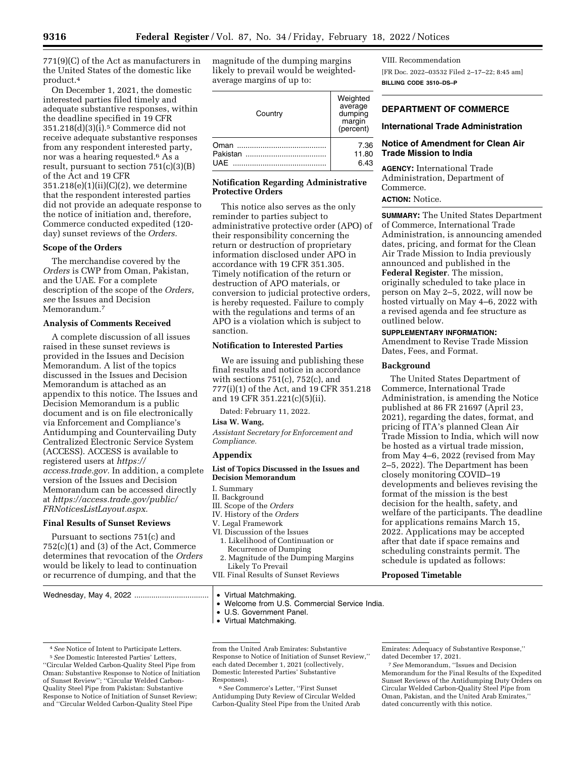771(9)(C) of the Act as manufacturers in the United States of the domestic like product.[4]

On December 1, 2021, the domestic interested parties filed timely and adequate substantive responses, within the deadline specified in 19 CFR 351.218(d)(3)(i).[5] Commerce did not receive adequate substantive responses from any respondent interested party, nor was a hearing requested.[6] As a result, pursuant to section 751(c)(3)(B) of the Act and 19 CFR 351.218(e)(1)(ii)(C)(2), we determine that the respondent interested parties did not provide an adequate response to the notice of initiation and, therefore, Commerce conducted expedited (120-day) sunset reviews of the *Orders.*

### Scope of the Orders

The merchandise covered by the *Orders* is CWP from Oman, Pakistan, and the UAE. For a complete description of the scope of the *Orders, see* the Issues and Decision Memorandum.[7]

### Analysis of Comments Received

A complete discussion of all issues raised in these sunset reviews is provided in the Issues and Decision Memorandum. A list of the topics discussed in the Issues and Decision Memorandum is attached as an appendix to this notice. The Issues and Decision Memorandum is a public document and is on file electronically via Enforcement and Compliance's Antidumping and Countervailing Duty Centralized Electronic Service System (ACCESS). ACCESS is available to registered users at *https://access.trade.gov.* In addition, a complete version of the Issues and Decision Memorandum can be accessed directly at *https://access.trade.gov/public/FRNoticesListLayout.aspx.*

### Final Results of Sunset Reviews

Pursuant to sections 751(c) and 752(c)(1) and (3) of the Act, Commerce determines that revocation of the *Orders* would be likely to lead to continuation or recurrence of dumping, and that the magnitude of the dumping margins likely to prevail would be weighted-average margins of up to:

| Country | Weighted average dumping margin (percent) |
|---|---|
| Oman | 7.36 |
| Pakistan | 11.80 |
| UAE | 6.43 |

### Notification Regarding Administrative Protective Orders

This notice also serves as the only reminder to parties subject to administrative protective order (APO) of their responsibility concerning the return or destruction of proprietary information disclosed under APO in accordance with 19 CFR 351.305. Timely notification of the return or destruction of APO materials, or conversion to judicial protective orders, is hereby requested. Failure to comply with the regulations and terms of an APO is a violation which is subject to sanction.

### Notification to Interested Parties

We are issuing and publishing these final results and notice in accordance with sections 751(c), 752(c), and 777(i)(1) of the Act, and 19 CFR 351.218 and 19 CFR 351.221(c)(5)(ii).

Dated: February 11, 2022.

**Lisa W. Wang,**

*Assistant Secretary for Enforcement and Compliance.*

### Appendix

**List of Topics Discussed in the Issues and Decision Memorandum**

I. Summary
II. Background
III. Scope of the *Orders*
IV. History of the *Orders*
V. Legal Framework
VI. Discussion of the Issues
  1. Likelihood of Continuation or Recurrence of Dumping
  2. Magnitude of the Dumping Margins Likely To Prevail
VII. Final Results of Sunset Reviews
VIII. Recommendation

[FR Doc. 2022–03532 Filed 2–17–22; 8:45 am]

**BILLING CODE 3510–DS–P**

## DEPARTMENT OF COMMERCE

### International Trade Administration

### Notice of Amendment for Clean Air Trade Mission to India

**AGENCY:** International Trade Administration, Department of Commerce.

**ACTION:** Notice.

**SUMMARY:** The United States Department of Commerce, International Trade Administration, is announcing amended dates, pricing, and format for the Clean Air Trade Mission to India previously announced and published in the **Federal Register**. The mission, originally scheduled to take place in person on May 2–5, 2022, will now be hosted virtually on May 4–6, 2022 with a revised agenda and fee structure as outlined below.

**SUPPLEMENTARY INFORMATION:**
Amendment to Revise Trade Mission Dates, Fees, and Format.

### Background

The United States Department of Commerce, International Trade Administration, is amending the Notice published at 86 FR 21697 (April 23, 2021), regarding the dates, format, and pricing of ITA's planned Clean Air Trade Mission to India, which will now be hosted as a virtual trade mission, from May 4–6, 2022 (revised from May 2–5, 2022). The Department has been closely monitoring COVID–19 developments and believes revising the format of the mission is the best decision for the health, safety, and welfare of the participants. The deadline for applications remains March 15, 2022. Applications may be accepted after that date if space remains and scheduling constraints permit. The schedule is updated as follows:

### Proposed Timetable

| | |
|---|---|
| Wednesday, May 4, 2022 | • Virtual Matchmaking.<br>• Welcome from U.S. Commercial Service India.<br>• U.S. Government Panel.<br>• Virtual Matchmaking. |

---

[4] *See* Notice of Intent to Participate Letters.

[5] *See* Domestic Interested Parties' Letters, "Circular Welded Carbon-Quality Steel Pipe from Oman: Substantive Response to Notice of Initiation of Sunset Review"; "Circular Welded Carbon-Quality Steel Pipe from Pakistan: Substantive Response to Notice of Initiation of Sunset Review; and "Circular Welded Carbon-Quality Steel Pipe from the United Arab Emirates: Substantive Response to Notice of Initiation of Sunset Review," each dated December 1, 2021 (collectively, Domestic Interested Parties' Substantive Responses).

[6] *See* Commerce's Letter, "First Sunset Antidumping Duty Review of Circular Welded Carbon-Quality Steel Pipe from the United Arab Emirates: Adequacy of Substantive Response," dated December 17, 2021.

[7] *See* Memorandum, "Issues and Decision Memorandum for the Final Results of the Expedited Sunset Reviews of the Antidumping Duty Orders on Circular Welded Carbon-Quality Steel Pipe from Oman, Pakistan, and the United Arab Emirates," dated concurrently with this notice.